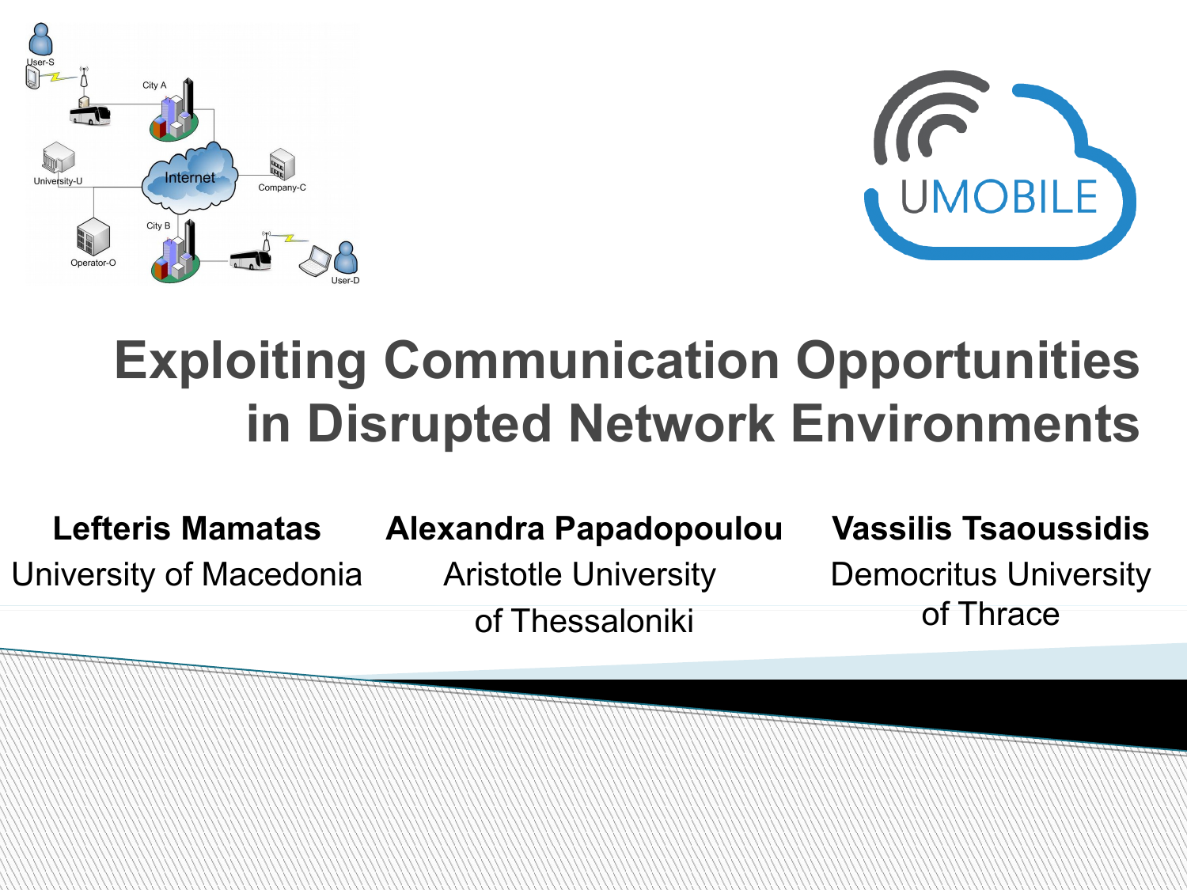# Exploiting Communication Opportunities in Disrupted Network Environments

**Lefteris Mamatas**
University of Macedonia

**Alexandra Papadopoulou**
Aristotle University of Thessaloniki

**Vassilis Tsaoussidis**
Democritus University of Thrace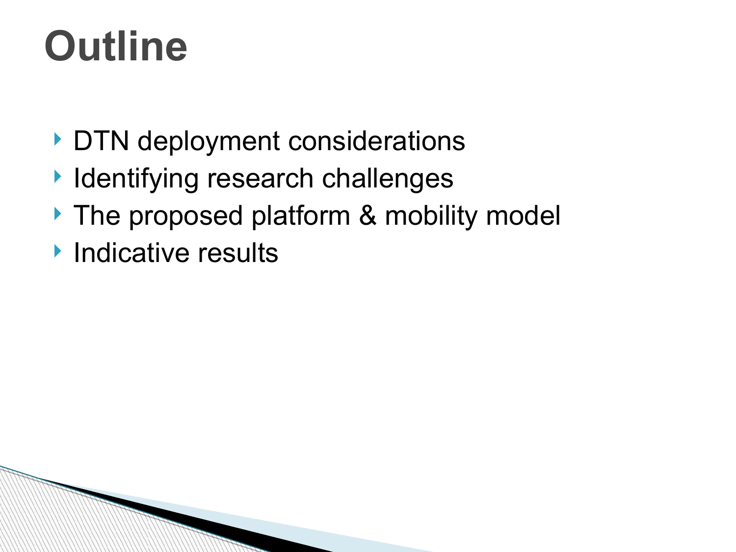# Outline

- DTN deployment considerations
- Identifying research challenges
- The proposed platform & mobility model
- Indicative results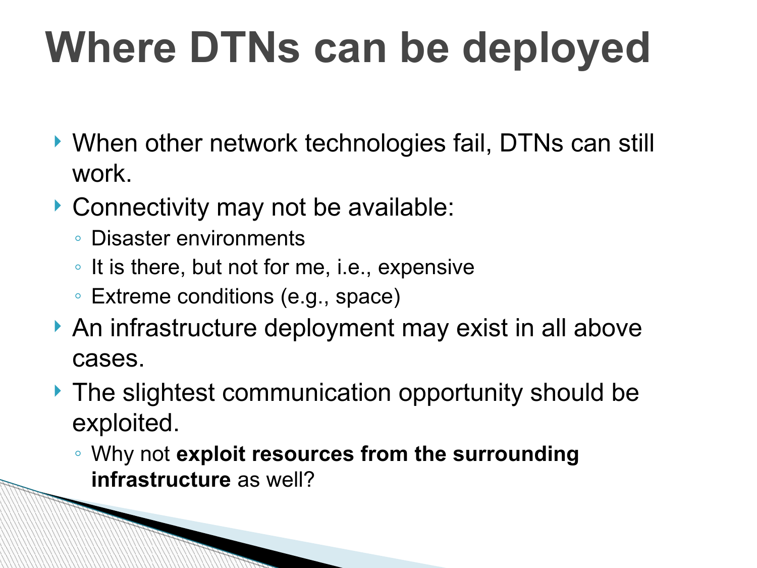# Where DTNs can be deployed

- When other network technologies fail, DTNs can still work.
- Connectivity may not be available:
  - Disaster environments
  - It is there, but not for me, i.e., expensive
  - Extreme conditions (e.g., space)
- An infrastructure deployment may exist in all above cases.
- The slightest communication opportunity should be exploited.
  - Why not **exploit resources from the surrounding infrastructure** as well?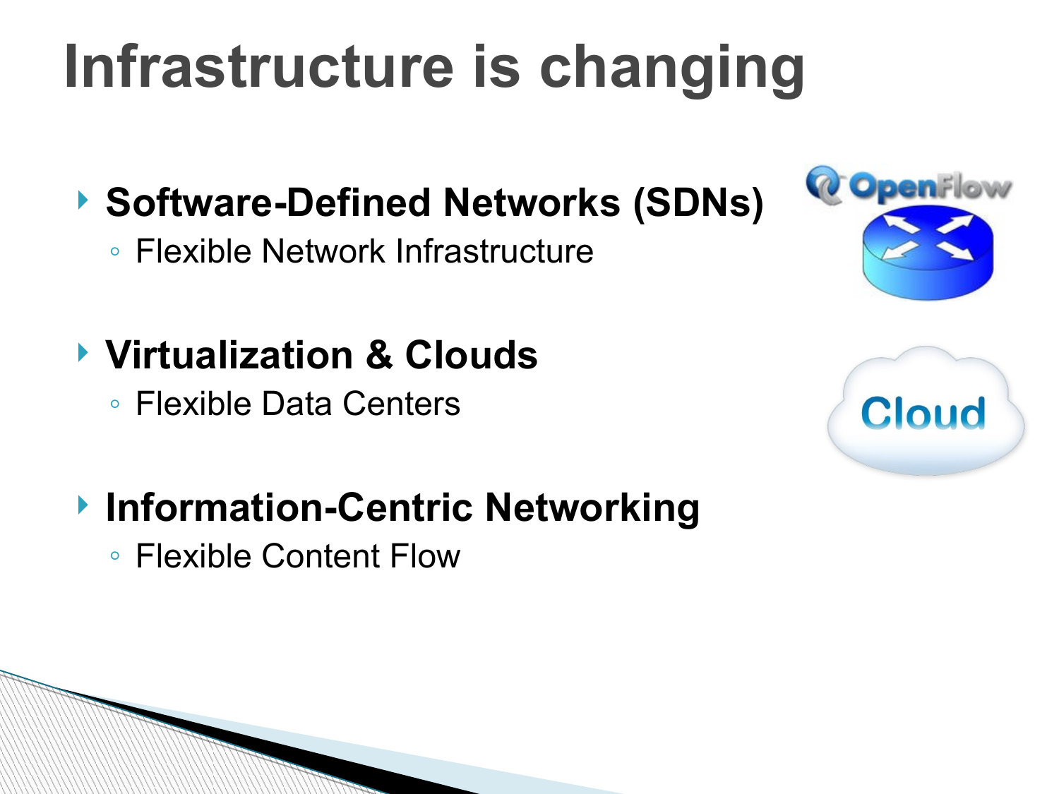# Infrastructure is changing

- **Software-Defined Networks (SDNs)**
  - Flexible Network Infrastructure
- **Virtualization & Clouds**
  - Flexible Data Centers
- **Information-Centric Networking**
  - Flexible Content Flow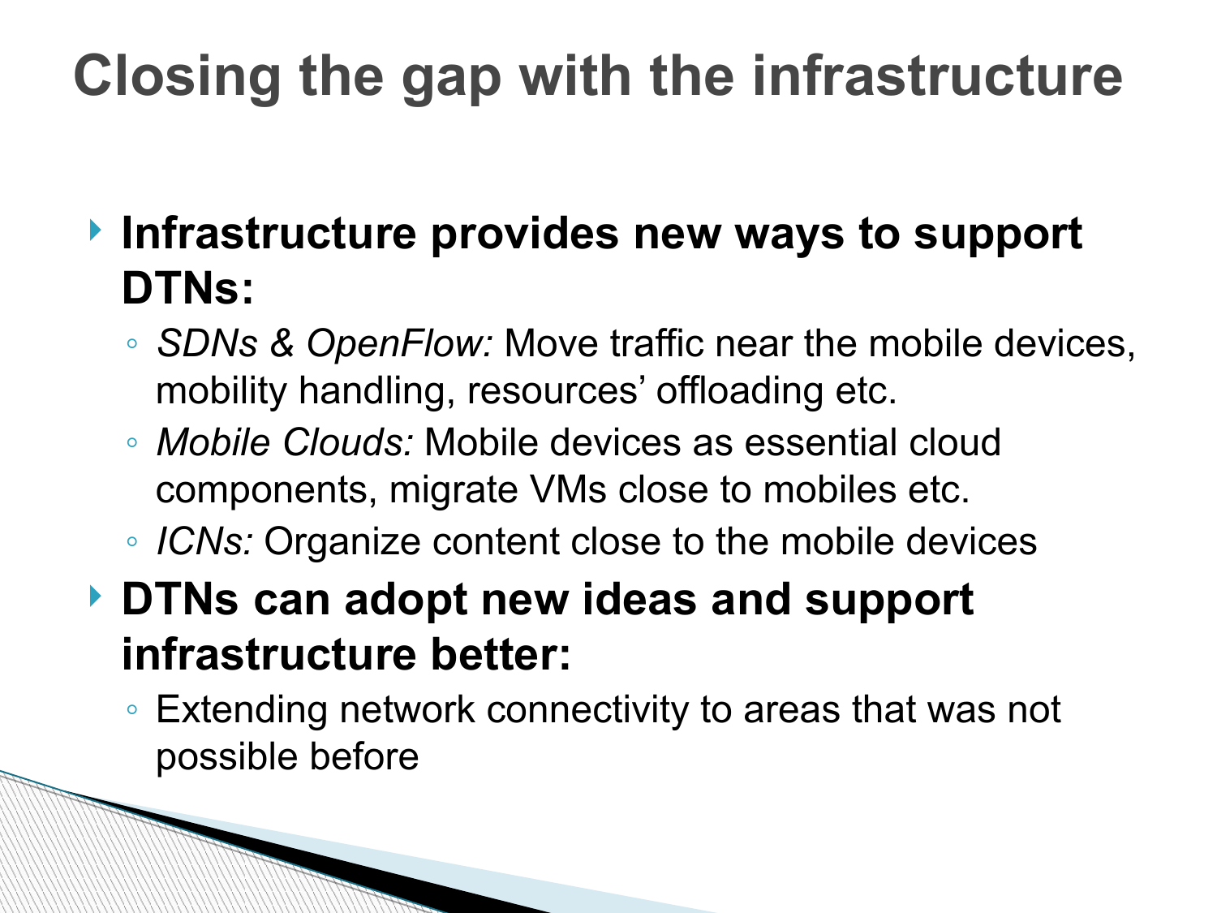# Closing the gap with the infrastructure

- **Infrastructure provides new ways to support DTNs:**
  - *SDNs & OpenFlow:* Move traffic near the mobile devices, mobility handling, resources' offloading etc.
  - *Mobile Clouds:* Mobile devices as essential cloud components, migrate VMs close to mobiles etc.
  - *ICNs:* Organize content close to the mobile devices
- **DTNs can adopt new ideas and support infrastructure better:**
  - Extending network connectivity to areas that was not possible before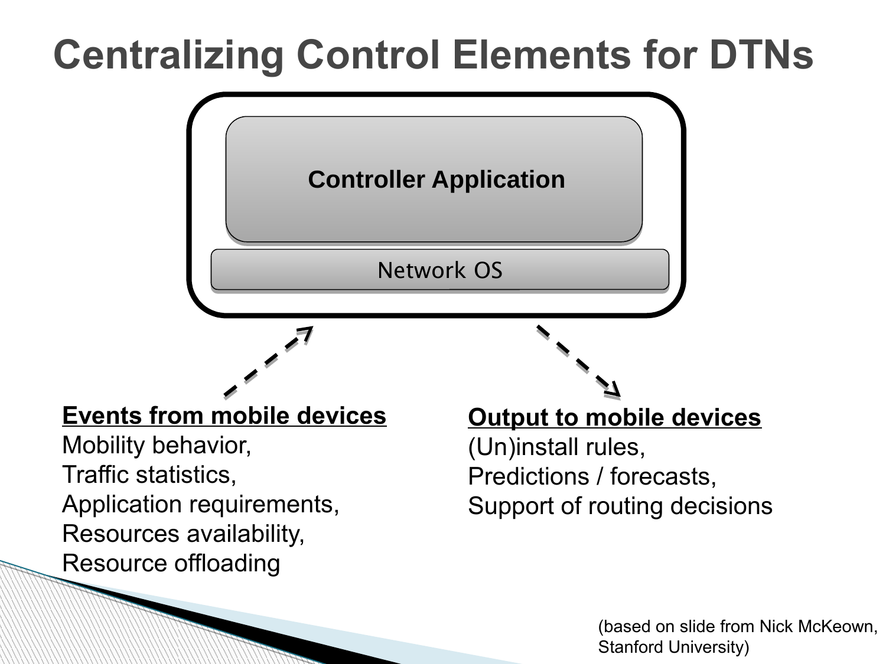# Centralizing Control Elements for DTNs

Controller Application

Network OS

**Events from mobile devices**

Mobility behavior,
Traffic statistics,
Application requirements,
Resources availability,
Resource offloading

**Output to mobile devices**

(Un)install rules,
Predictions / forecasts,
Support of routing decisions

(based on slide from Nick McKeown, Stanford University)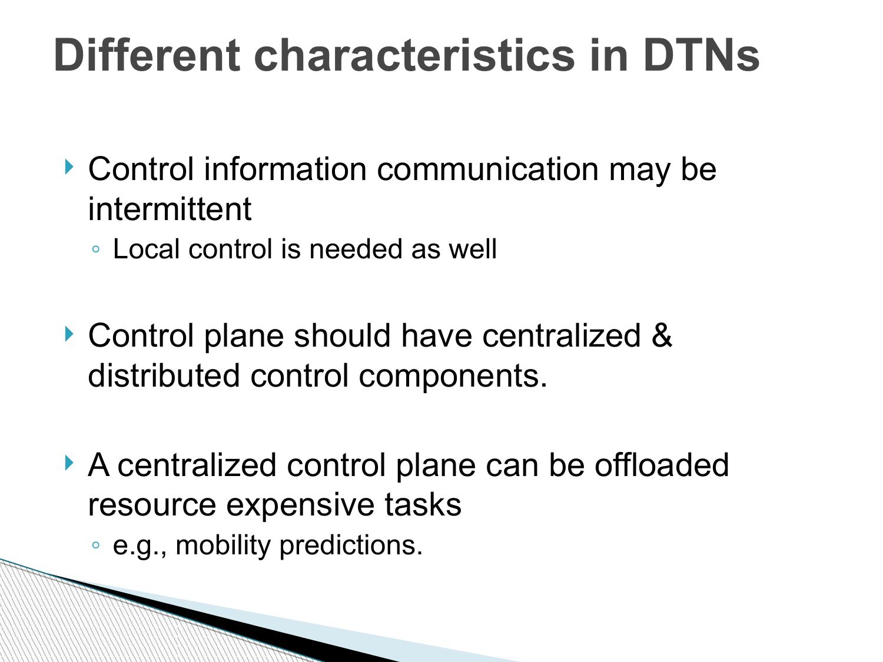# Different characteristics in DTNs

- Control information communication may be intermittent
  - Local control is needed as well

- Control plane should have centralized & distributed control components.

- A centralized control plane can be offloaded resource expensive tasks
  - e.g., mobility predictions.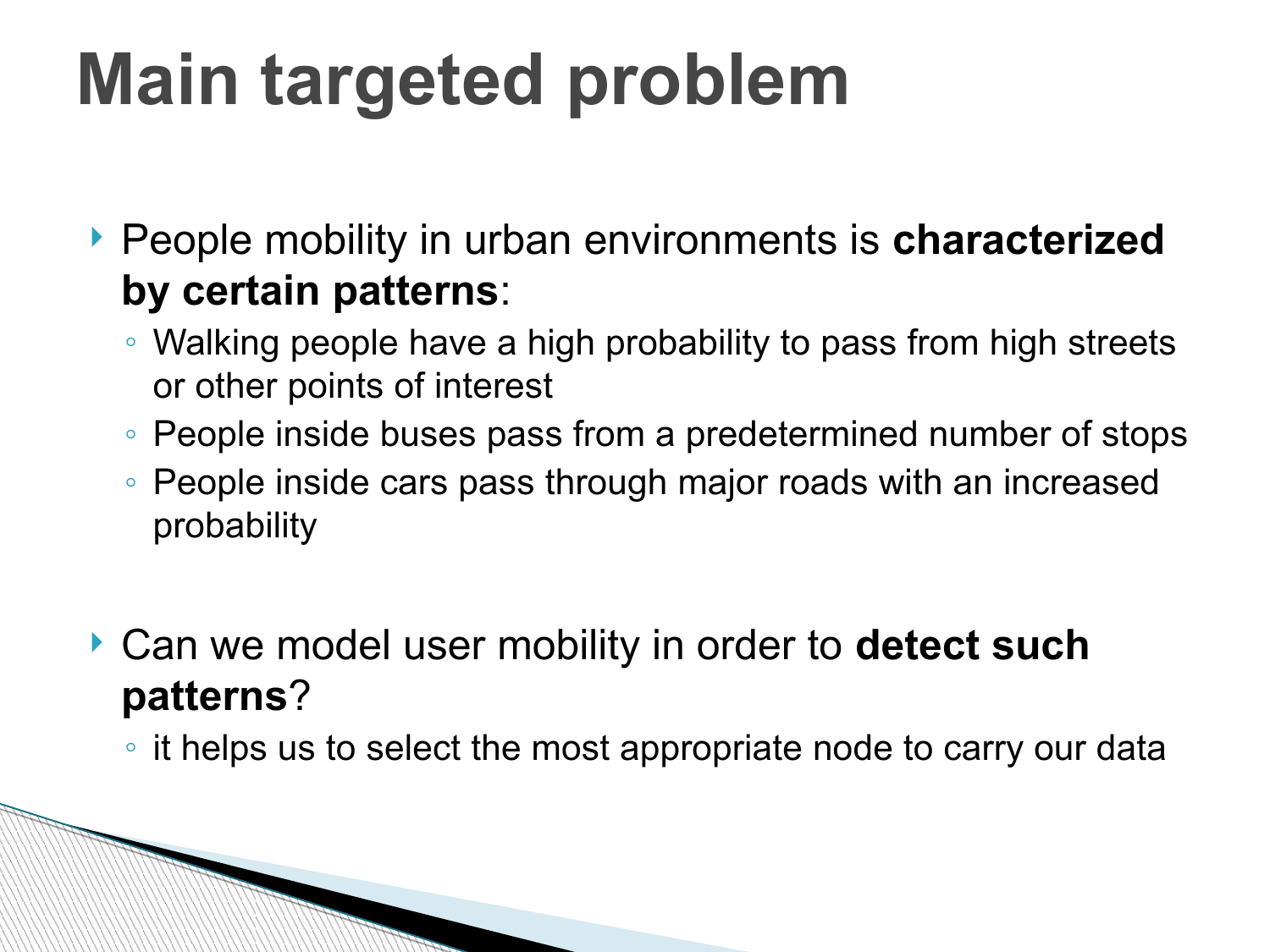# Main targeted problem

- People mobility in urban environments is **characterized by certain patterns**:
  - Walking people have a high probability to pass from high streets or other points of interest
  - People inside buses pass from a predetermined number of stops
  - People inside cars pass through major roads with an increased probability

- Can we model user mobility in order to **detect such patterns**?
  - it helps us to select the most appropriate node to carry our data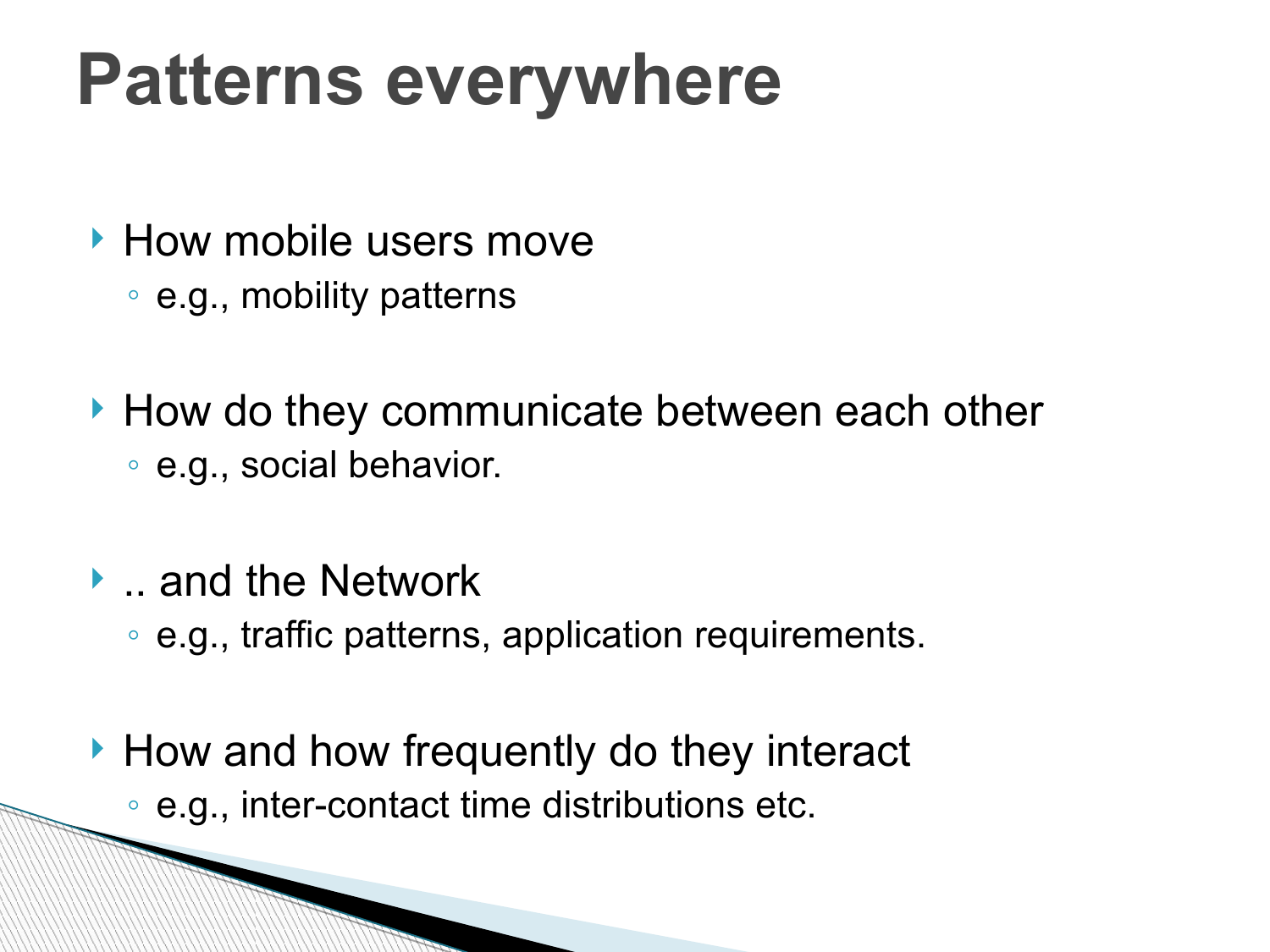# Patterns everywhere

- How mobile users move
  - e.g., mobility patterns
- How do they communicate between each other
  - e.g., social behavior.
- .. and the Network
  - e.g., traffic patterns, application requirements.
- How and how frequently do they interact
  - e.g., inter-contact time distributions etc.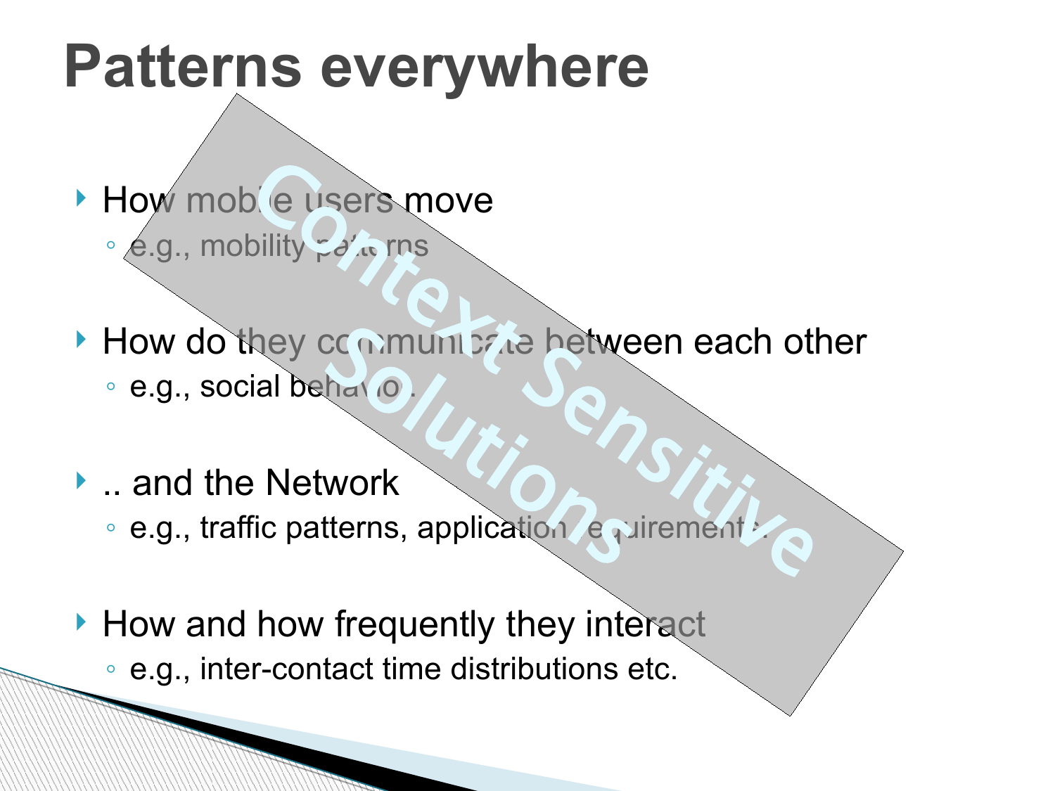# Patterns everywhere

- How mobile users move
  - e.g., mobility patterns
- How do they communicate between each other
  - e.g., social behavior.
- .. and the Network
  - e.g., traffic patterns, application requirements.
- How and how frequently they interact
  - e.g., inter-contact time distributions etc.

Context Sensitive Solutions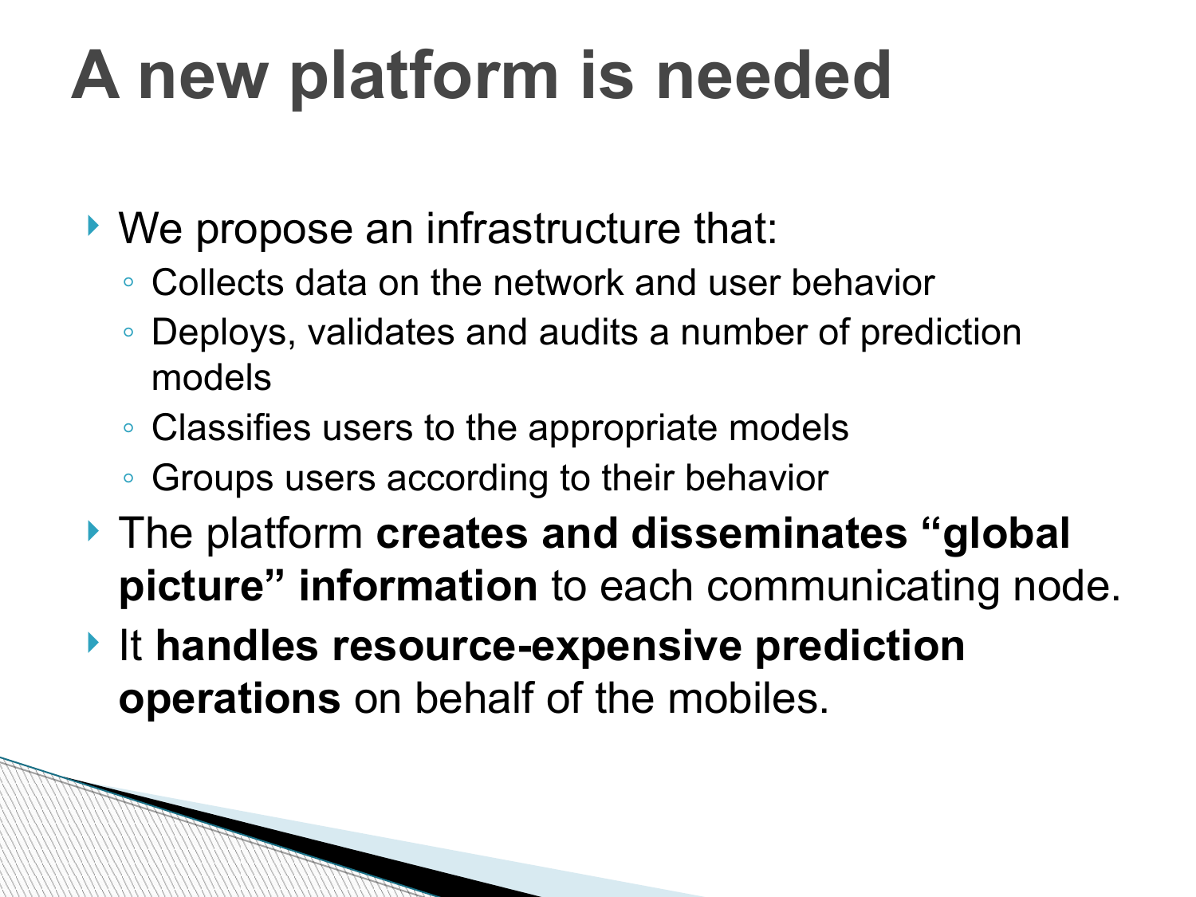# A new platform is needed

- We propose an infrastructure that:
  - Collects data on the network and user behavior
  - Deploys, validates and audits a number of prediction models
  - Classifies users to the appropriate models
  - Groups users according to their behavior
- The platform **creates and disseminates "global picture" information** to each communicating node.
- It **handles resource-expensive prediction operations** on behalf of the mobiles.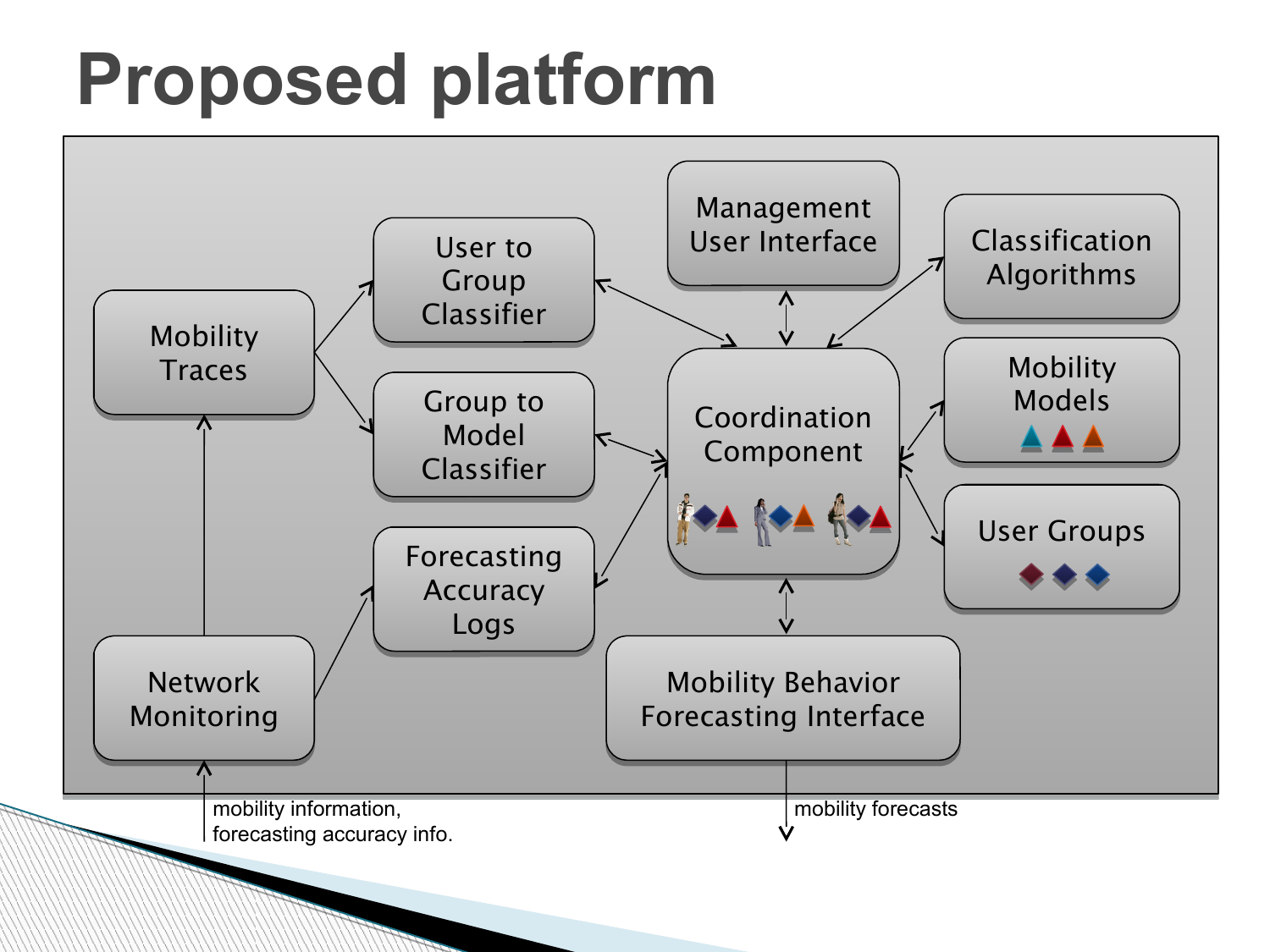# Proposed platform

Mobility Traces

User to Group Classifier

Group to Model Classifier

Forecasting Accuracy Logs

Network Monitoring

Management User Interface

Coordination Component

Mobility Behavior Forecasting Interface

Classification Algorithms

Mobility Models

User Groups

mobility information, forecasting accuracy info.

mobility forecasts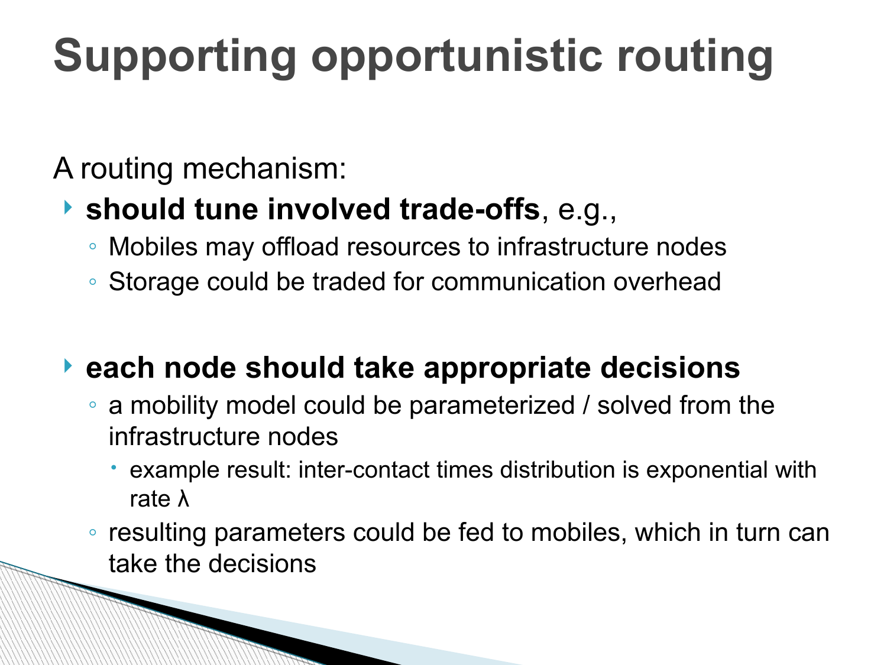# Supporting opportunistic routing

A routing mechanism:

- **should tune involved trade-offs**, e.g.,
  - Mobiles may offload resources to infrastructure nodes
  - Storage could be traded for communication overhead

- **each node should take appropriate decisions**
  - a mobility model could be parameterized / solved from the infrastructure nodes
    - example result: inter-contact times distribution is exponential with rate $\lambda$
  - resulting parameters could be fed to mobiles, which in turn can take the decisions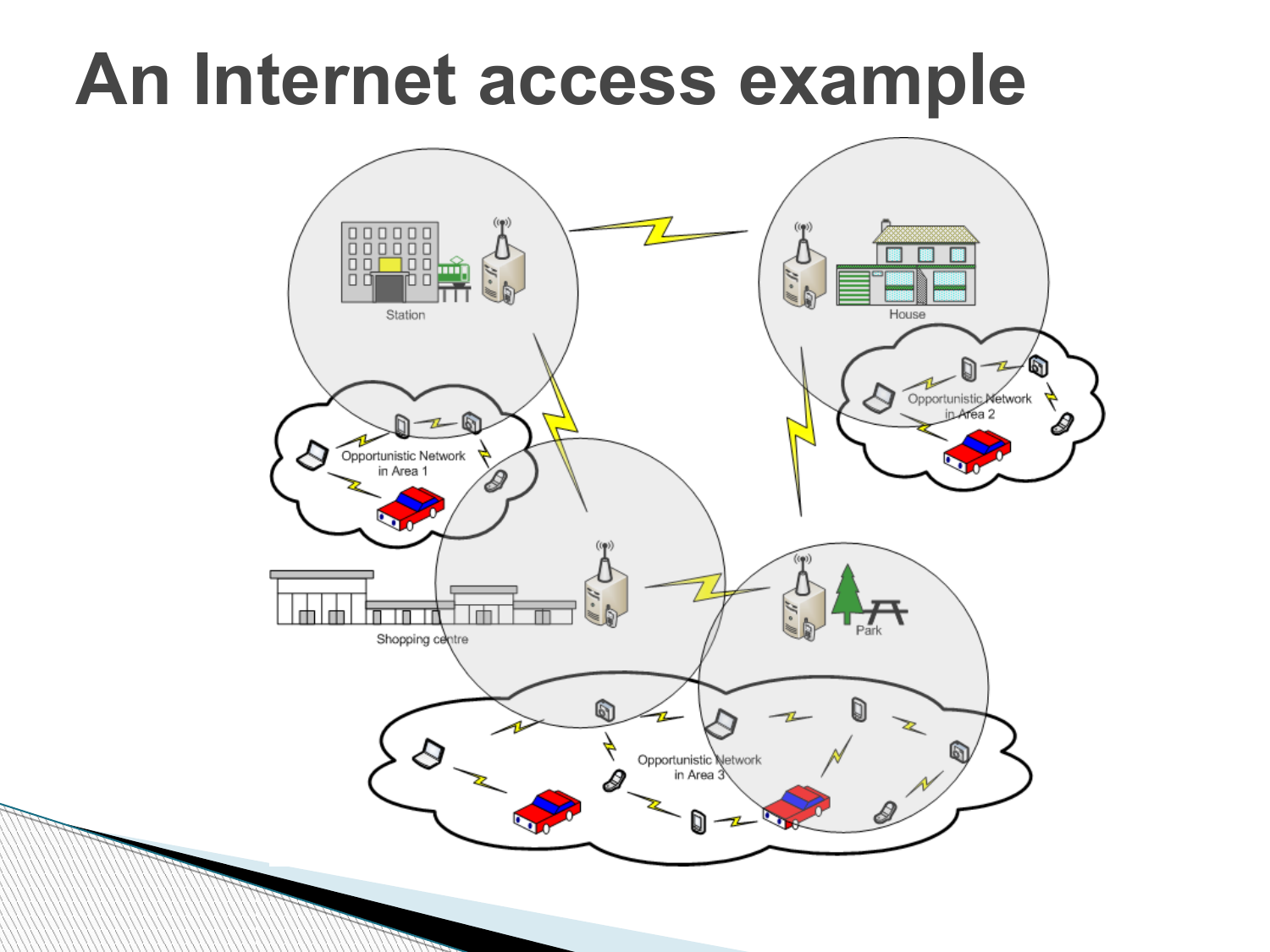# An Internet access example

Station

House

Opportunistic Network in Area 1

Opportunistic Network in Area 2

Shopping centre

Park

Opportunistic Network in Area 3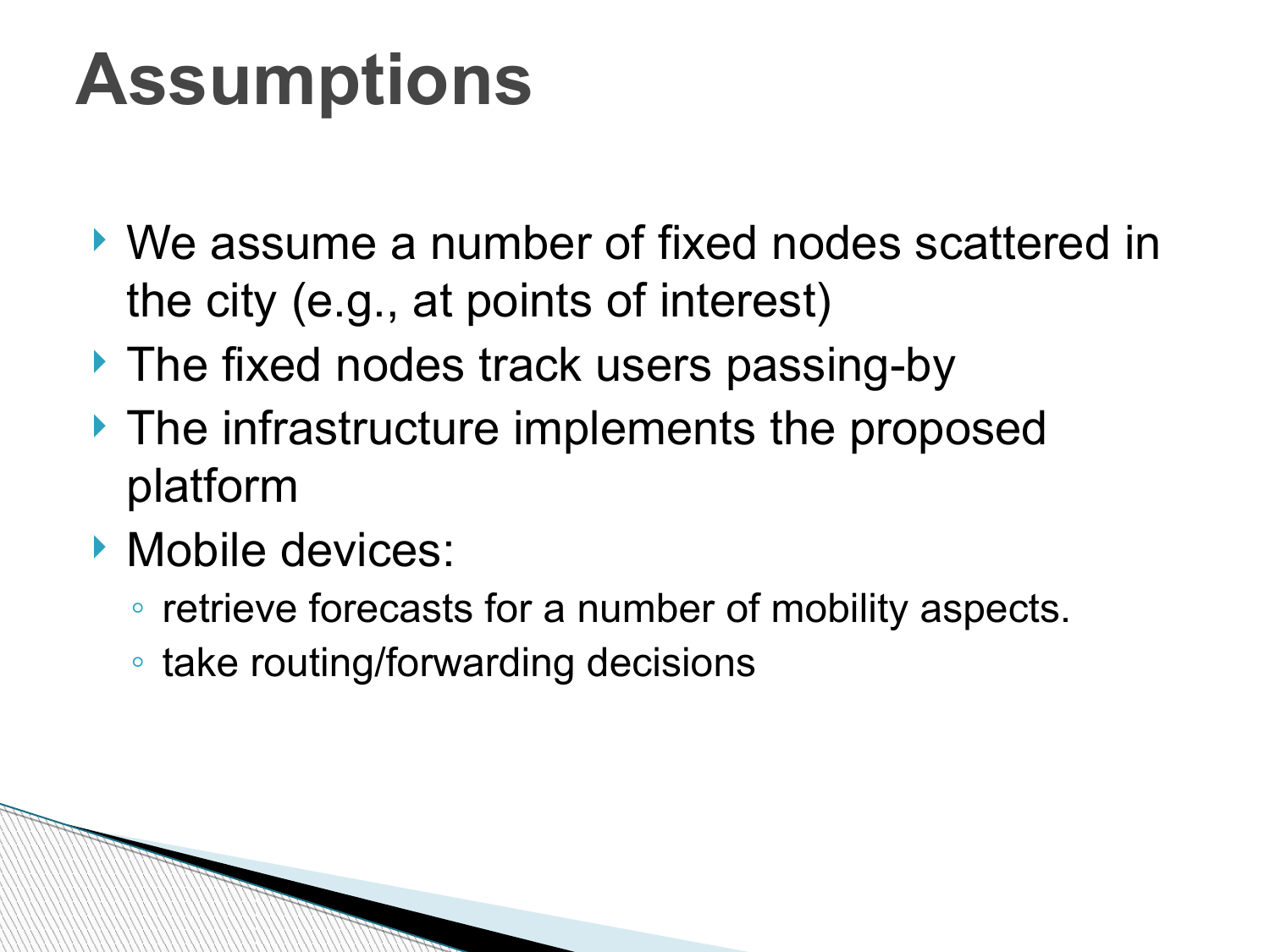# Assumptions

- We assume a number of fixed nodes scattered in the city (e.g., at points of interest)
- The fixed nodes track users passing-by
- The infrastructure implements the proposed platform
- Mobile devices:
  - retrieve forecasts for a number of mobility aspects.
  - take routing/forwarding decisions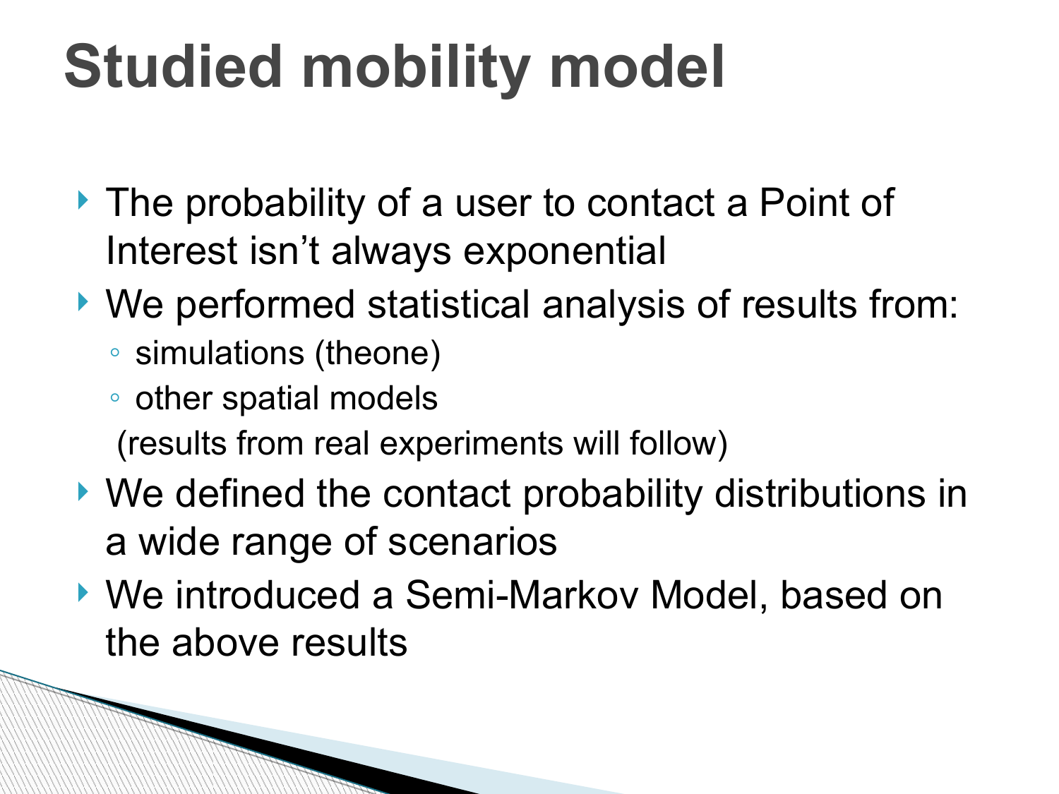# Studied mobility model

- The probability of a user to contact a Point of Interest isn't always exponential
- We performed statistical analysis of results from:
  - simulations (theone)
  - other spatial models

  (results from real experiments will follow)
- We defined the contact probability distributions in a wide range of scenarios
- We introduced a Semi-Markov Model, based on the above results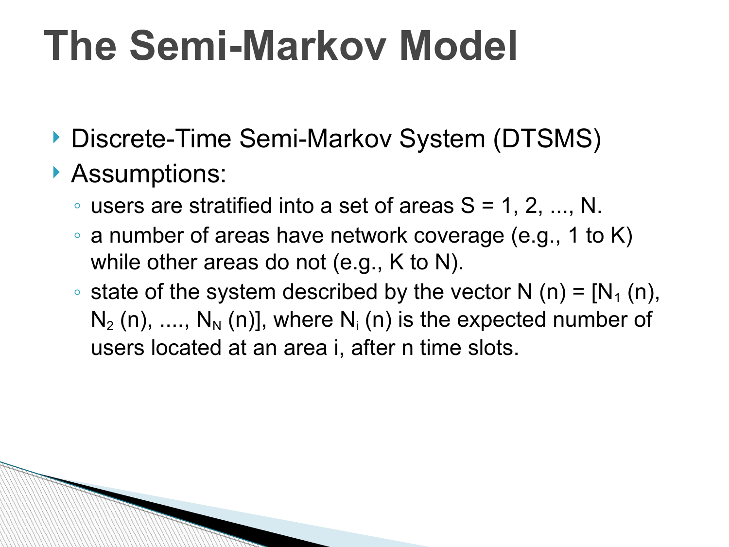# The Semi-Markov Model

- Discrete-Time Semi-Markov System (DTSMS)
- Assumptions:
  - users are stratified into a set of areas S = 1, 2, ..., N.
  - a number of areas have network coverage (e.g., 1 to K) while other areas do not (e.g., K to N).
  - state of the system described by the vector N (n) = [$N_1$ (n), $N_2$ (n), ...., $N_N$ (n)], where $N_i$ (n) is the expected number of users located at an area i, after n time slots.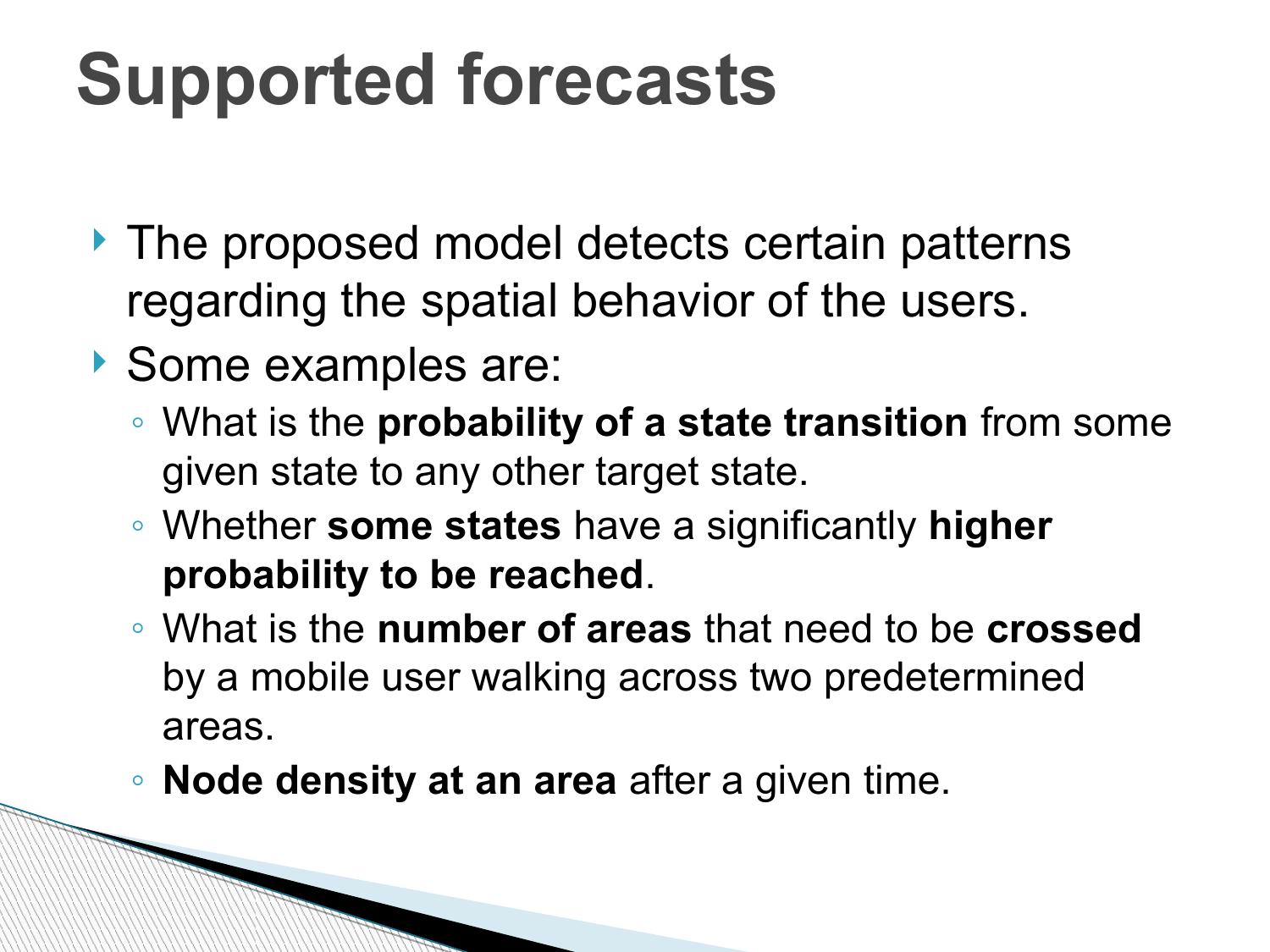# Supported forecasts

- The proposed model detects certain patterns regarding the spatial behavior of the users.
- Some examples are:
  - What is the **probability of a state transition** from some given state to any other target state.
  - Whether **some states** have a significantly **higher probability to be reached**.
  - What is the **number of areas** that need to be **crossed** by a mobile user walking across two predetermined areas.
  - **Node density at an area** after a given time.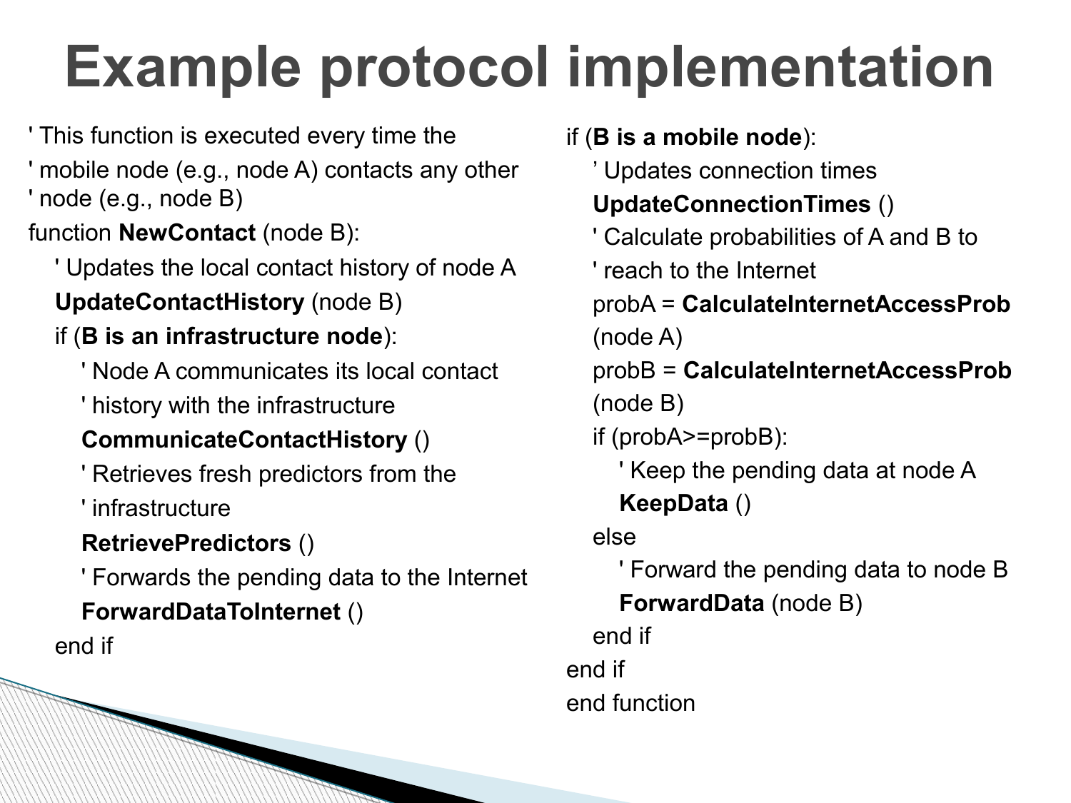# Example protocol implementation

```
' This function is executed every time the
' mobile node (e.g., node A) contacts any other
' node (e.g., node B)
function NewContact (node B):
    ' Updates the local contact history of node A
    UpdateContactHistory (node B)
    if (B is an infrastructure node):
        ' Node A communicates its local contact
        ' history with the infrastructure
        CommunicateContactHistory ()
        ' Retrieves fresh predictors from the
        ' infrastructure
        RetrievePredictors ()
        ' Forwards the pending data to the Internet
        ForwardDataToInternet ()
    end if
if (B is a mobile node):
    ’ Updates connection times
    UpdateConnectionTimes ()
    ' Calculate probabilities of A and B to
    ' reach to the Internet
    probA = CalculateInternetAccessProb
    (node A)
    probB = CalculateInternetAccessProb
    (node B)
    if (probA>=probB):
        ' Keep the pending data at node A
        KeepData ()
    else
        ' Forward the pending data to node B
        ForwardData (node B)
    end if
end if
end function
```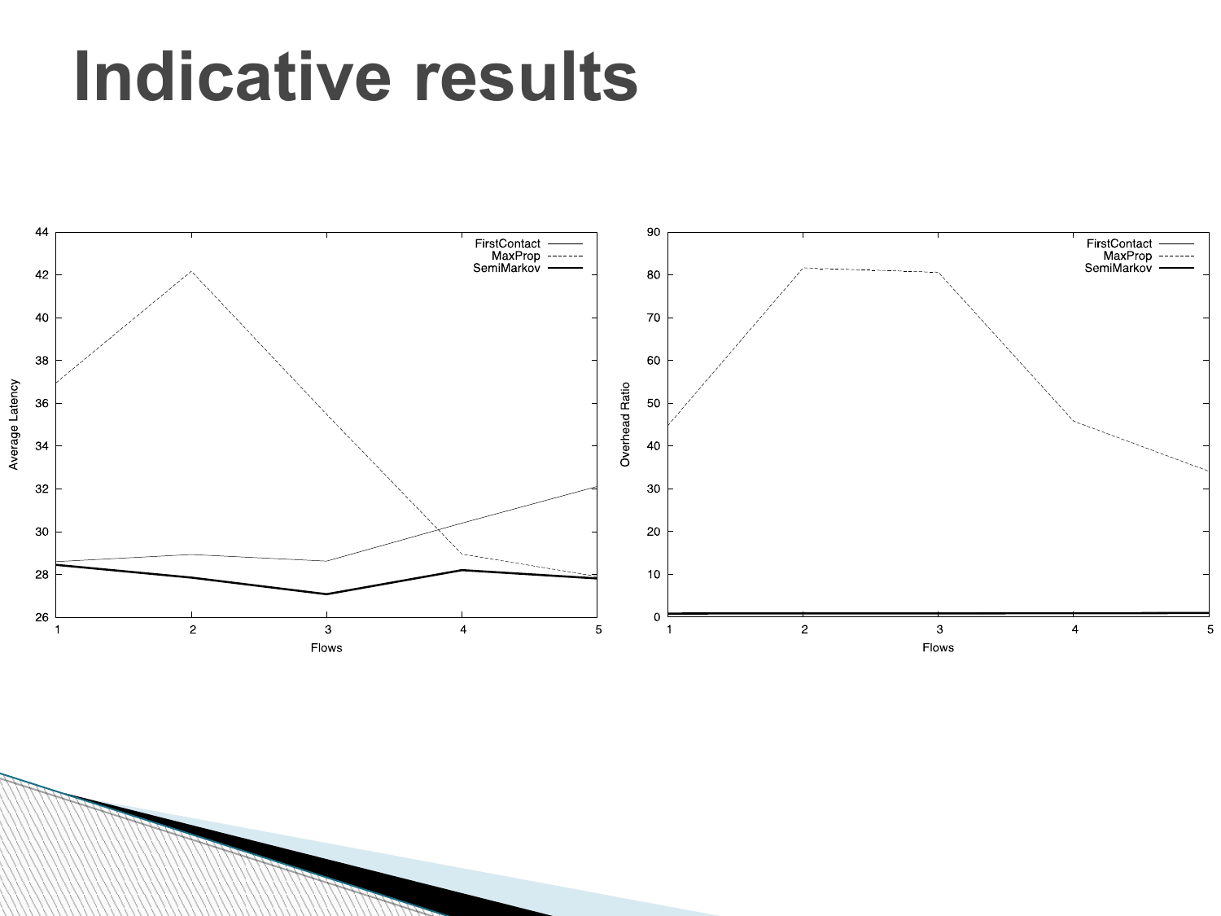# Indicative results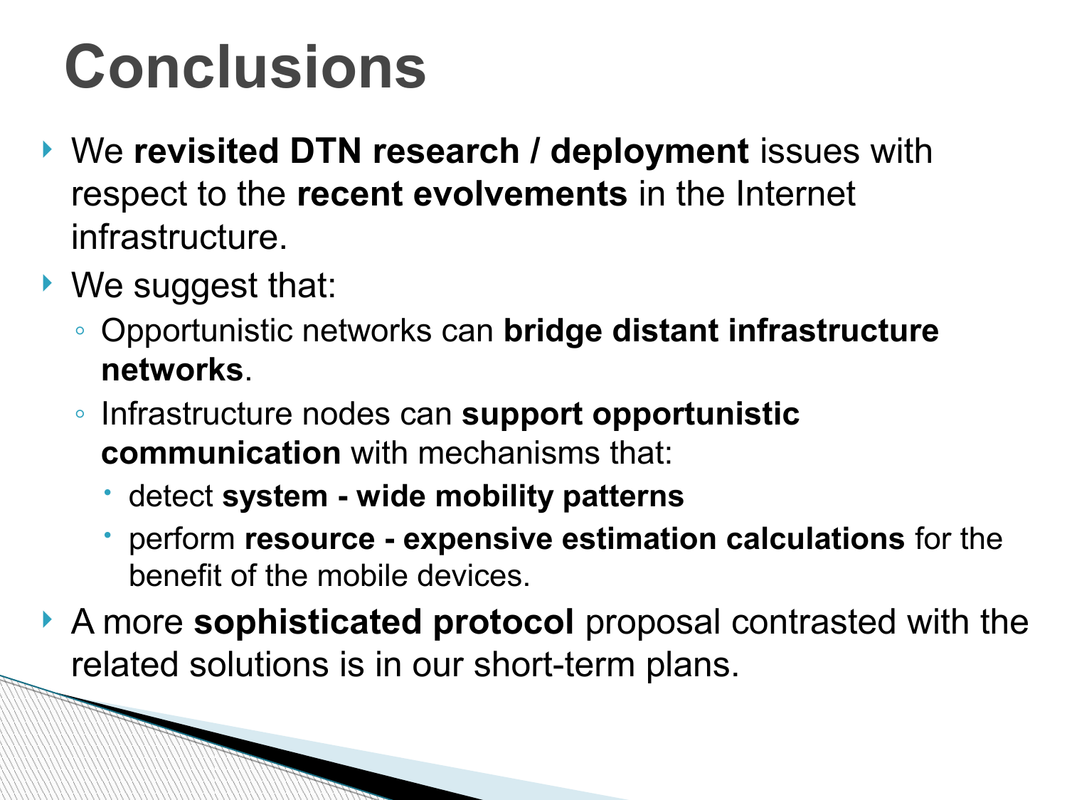# Conclusions

- We **revisited DTN research / deployment** issues with respect to the **recent evolvements** in the Internet infrastructure.
- We suggest that:
  - Opportunistic networks can **bridge distant infrastructure networks**.
  - Infrastructure nodes can **support opportunistic communication** with mechanisms that:
    - detect **system - wide mobility patterns**
    - perform **resource - expensive estimation calculations** for the benefit of the mobile devices.
- A more **sophisticated protocol** proposal contrasted with the related solutions is in our short-term plans.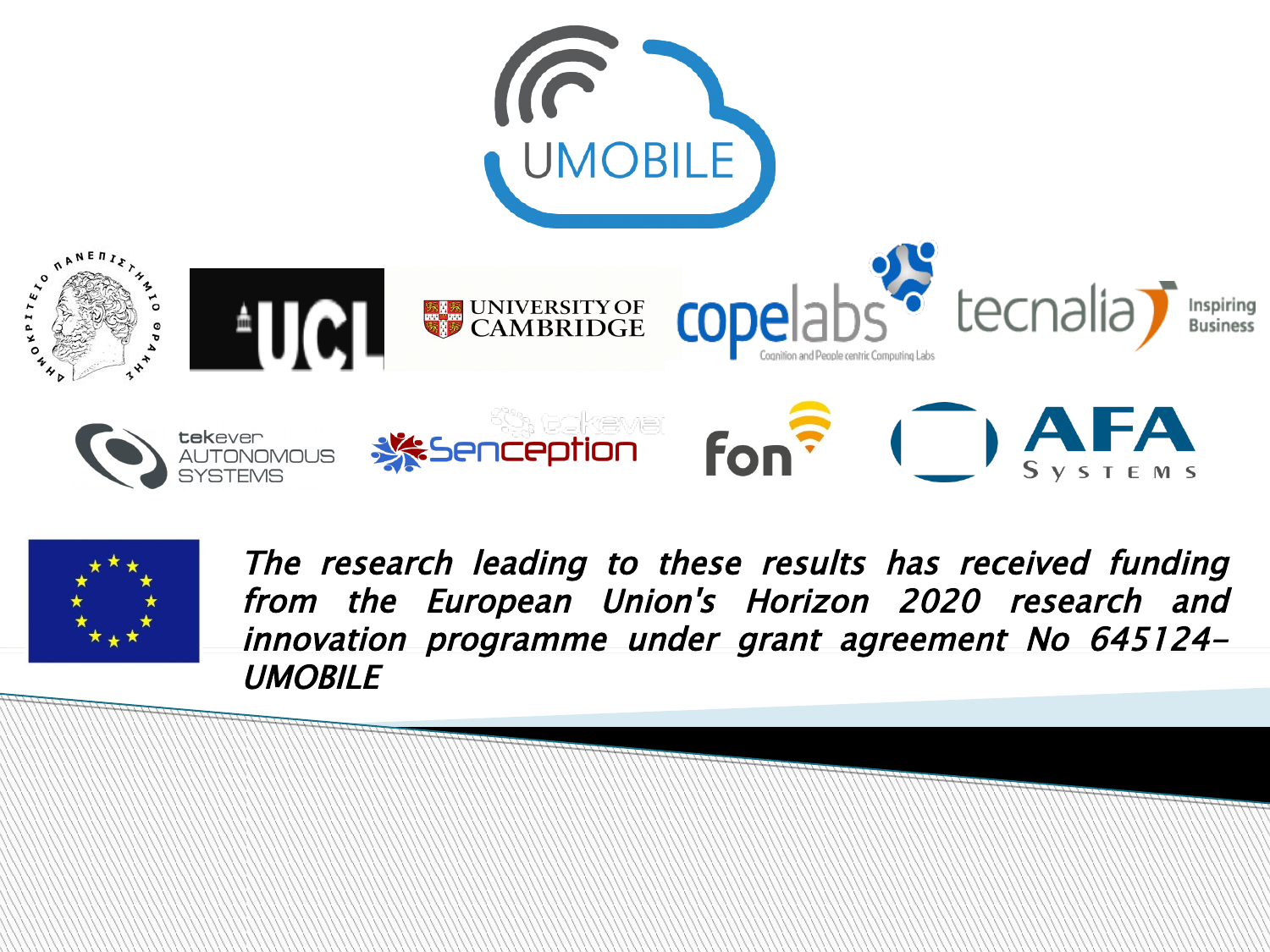*The research leading to these results has received funding from the European Union's Horizon 2020 research and innovation programme under grant agreement No 645124-UMOBILE*